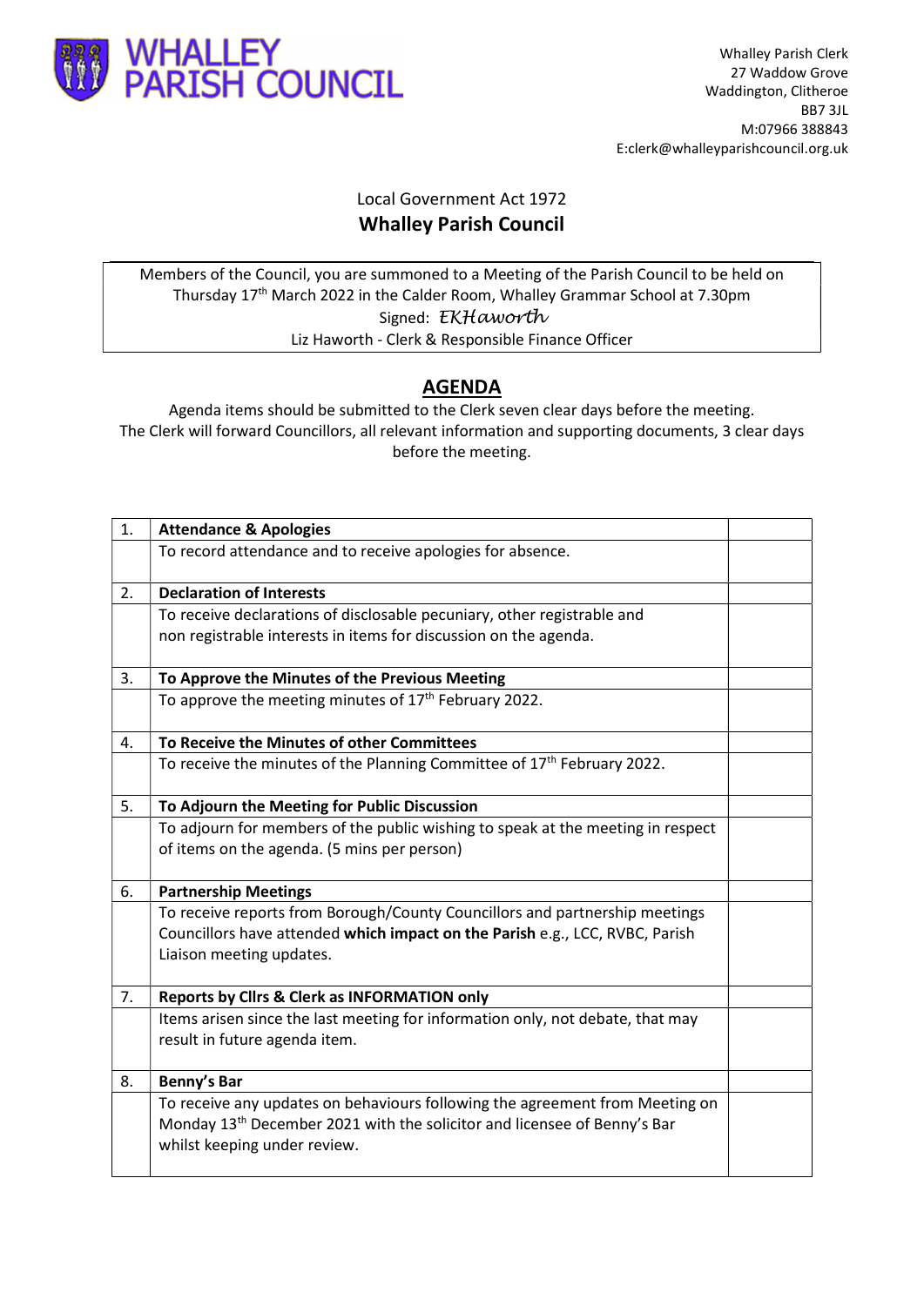**WHALLEY PARISH COUNCIL**

Whalley Parish Clerk
27 Waddow Grove
Waddington, Clitheroe
BB7 3JL
M:07966 388843
E:clerk@whalleyparishcouncil.org.uk

Local Government Act 1972

**Whalley Parish Council**

Members of the Council, you are summoned to a Meeting of the Parish Council to be held on Thursday 17th March 2022 in the Calder Room, Whalley Grammar School at 7.30pm

Signed: *EKHaworth*

Liz Haworth - Clerk & Responsible Finance Officer

## AGENDA

Agenda items should be submitted to the Clerk seven clear days before the meeting.
The Clerk will forward Councillors, all relevant information and supporting documents, 3 clear days before the meeting.

| | | |
|---|---|---|
| 1. | **Attendance & Apologies** | |
| | To record attendance and to receive apologies for absence. | |
| 2. | **Declaration of Interests** | |
| | To receive declarations of disclosable pecuniary, other registrable and non registrable interests in items for discussion on the agenda. | |
| 3. | **To Approve the Minutes of the Previous Meeting** | |
| | To approve the meeting minutes of 17th February 2022. | |
| 4. | **To Receive the Minutes of other Committees** | |
| | To receive the minutes of the Planning Committee of 17th February 2022. | |
| 5. | **To Adjourn the Meeting for Public Discussion** | |
| | To adjourn for members of the public wishing to speak at the meeting in respect of items on the agenda. (5 mins per person) | |
| 6. | **Partnership Meetings** | |
| | To receive reports from Borough/County Councillors and partnership meetings Councillors have attended **which impact on the Parish** e.g., LCC, RVBC, Parish Liaison meeting updates. | |
| 7. | **Reports by Cllrs & Clerk as INFORMATION only** | |
| | Items arisen since the last meeting for information only, not debate, that may result in future agenda item. | |
| 8. | **Benny's Bar** | |
| | To receive any updates on behaviours following the agreement from Meeting on Monday 13th December 2021 with the solicitor and licensee of Benny's Bar whilst keeping under review. | |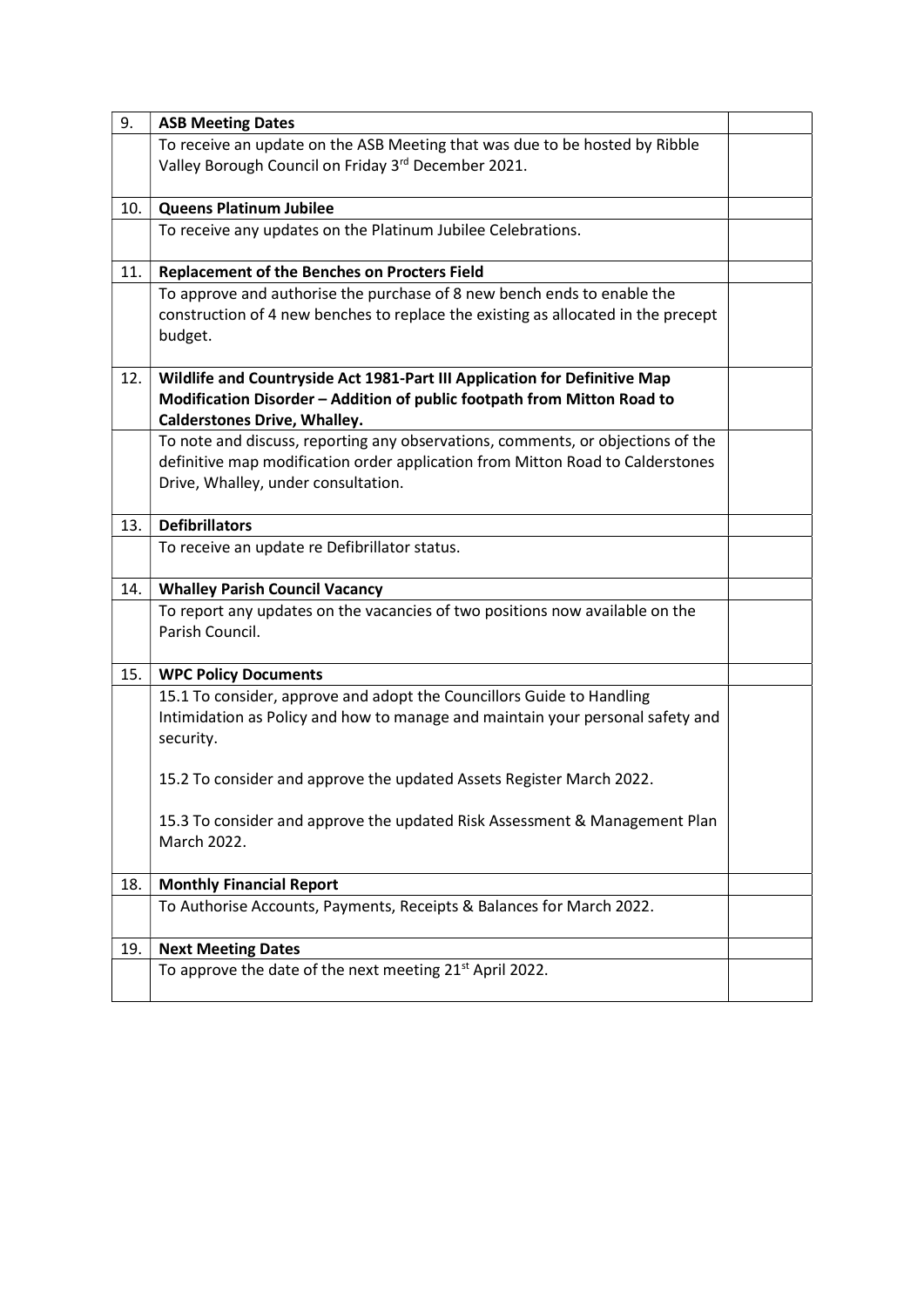| | | |
|---|---|---|
| 9. | **ASB Meeting Dates** | |
| | To receive an update on the ASB Meeting that was due to be hosted by Ribble Valley Borough Council on Friday 3rd December 2021. | |
| 10. | **Queens Platinum Jubilee** | |
| | To receive any updates on the Platinum Jubilee Celebrations. | |
| 11. | **Replacement of the Benches on Procters Field** | |
| | To approve and authorise the purchase of 8 new bench ends to enable the construction of 4 new benches to replace the existing as allocated in the precept budget. | |
| 12. | **Wildlife and Countryside Act 1981-Part III Application for Definitive Map Modification Disorder – Addition of public footpath from Mitton Road to Calderstones Drive, Whalley.** | |
| | To note and discuss, reporting any observations, comments, or objections of the definitive map modification order application from Mitton Road to Calderstones Drive, Whalley, under consultation. | |
| 13. | **Defibrillators** | |
| | To receive an update re Defibrillator status. | |
| 14. | **Whalley Parish Council Vacancy** | |
| | To report any updates on the vacancies of two positions now available on the Parish Council. | |
| 15. | **WPC Policy Documents** | |
| | 15.1 To consider, approve and adopt the Councillors Guide to Handling Intimidation as Policy and how to manage and maintain your personal safety and security.<br><br>15.2 To consider and approve the updated Assets Register March 2022.<br><br>15.3 To consider and approve the updated Risk Assessment & Management Plan March 2022. | |
| 18. | **Monthly Financial Report** | |
| | To Authorise Accounts, Payments, Receipts & Balances for March 2022. | |
| 19. | **Next Meeting Dates** | |
| | To approve the date of the next meeting 21st April 2022. | |